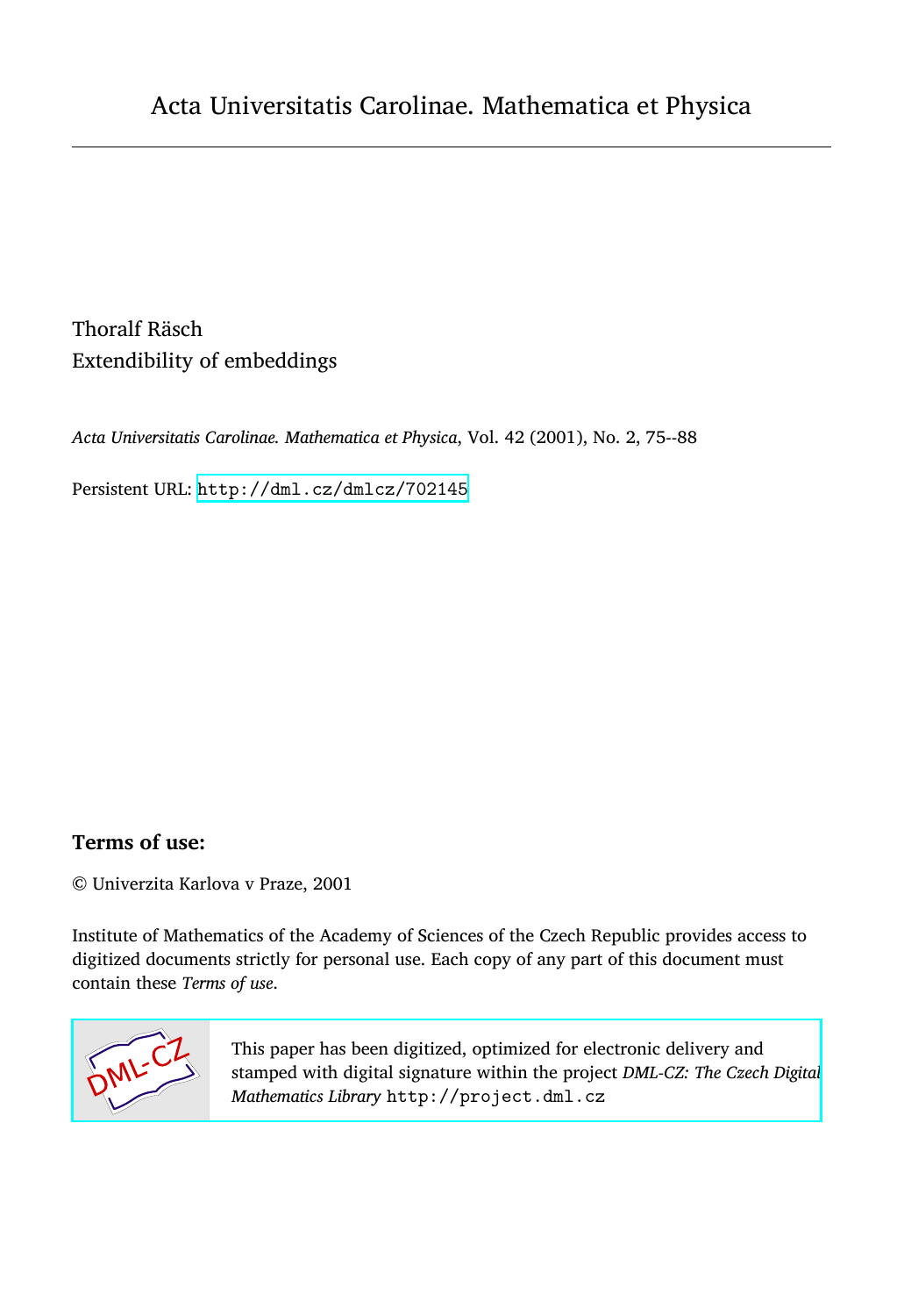Acta Universitatis Carolinae. Mathematica et Physica

Thoraf Räsch
Extendibility of embeddings

*Acta Universitatis Carolinae. Mathematica et Physica*, Vol. 42 (2001), No. 2, 75--88

Persistent URL: http://dml.cz/dmlcz/702145

**Terms of use:**

© Univerzita Karlova v Praze, 2001

Institute of Mathematics of the Academy of Sciences of the Czech Republic provides access to digitized documents strictly for personal use. Each copy of any part of this document must contain these *Terms of use*.

This paper has been digitized, optimized for electronic delivery and stamped with digital signature within the project *DML-CZ: The Czech Digital Mathematics Library* http://project.dml.cz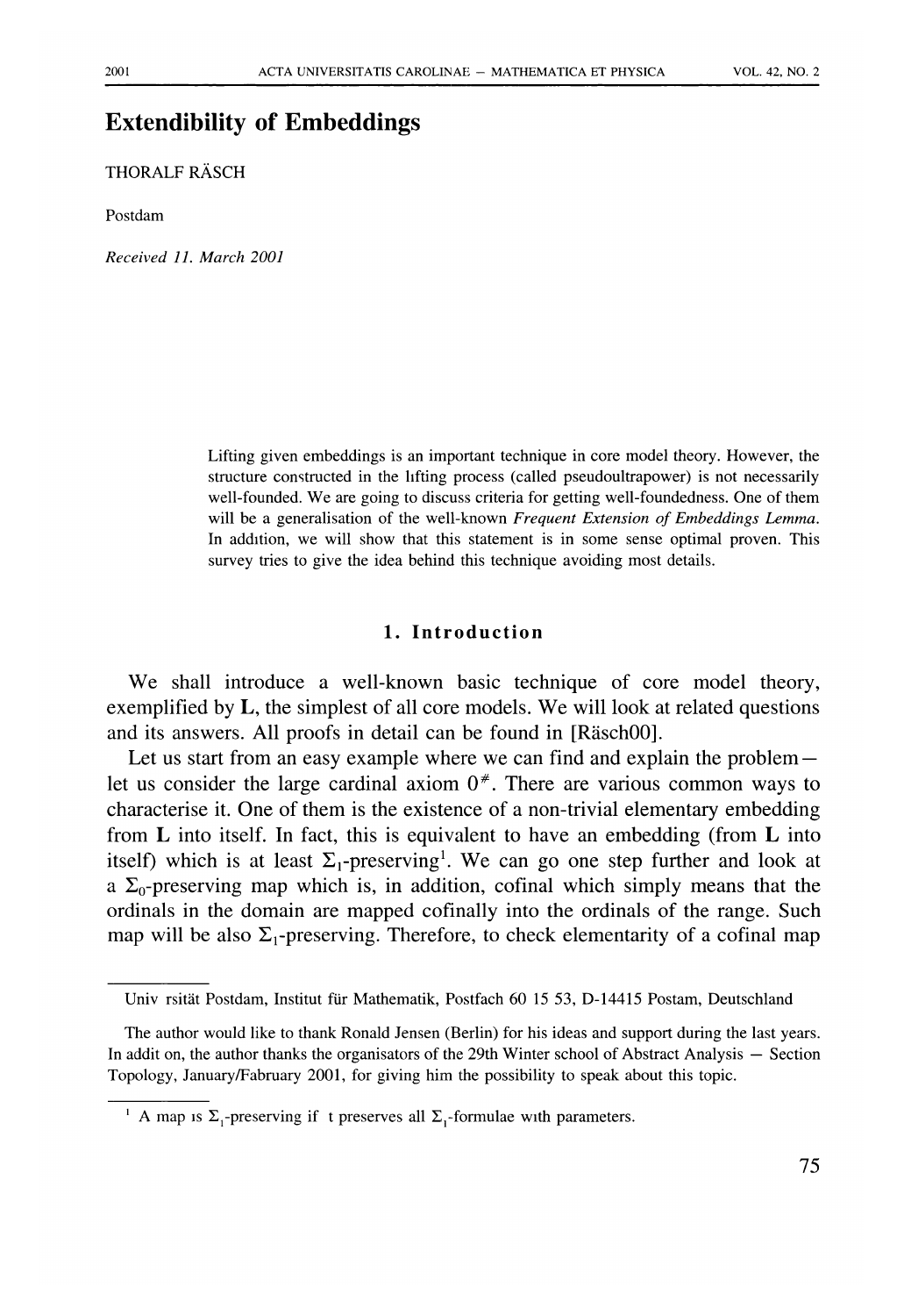# Extendibility of Embeddings

THORALF RÄSCH

Postdam

*Received 11. March 2001*

Lifting given embeddings is an important technique in core model theory. However, the structure constructed in the lifting process (called pseudoultrapower) is not necessarily well-founded. We are going to discuss criteria for getting well-foundedness. One of them will be a generalisation of the well-known *Frequent Extension of Embeddings Lemma*. In addition, we will show that this statement is in some sense optimal proven. This survey tries to give the idea behind this technique avoiding most details.

## 1. Introduction

We shall introduce a well-known basic technique of core model theory, exemplified by **L**, the simplest of all core models. We will look at related questions and its answers. All proofs in detail can be found in [Räsch00].

Let us start from an easy example where we can find and explain the problem — let us consider the large cardinal axiom $0^{\#}$. There are various common ways to characterise it. One of them is the existence of a non-trivial elementary embedding from **L** into itself. In fact, this is equivalent to have an embedding (from **L** into itself) which is at least $\Sigma_1$-preserving[1]. We can go one step further and look at a $\Sigma_0$-preserving map which is, in addition, cofinal which simply means that the ordinals in the domain are mapped cofinally into the ordinals of the range. Such map will be also $\Sigma_1$-preserving. Therefore, to check elementarity of a cofinal map

---

Univ rsität Postdam, Institut für Mathematik, Postfach 60 15 53, D-14415 Postam, Deutschland

The author would like to thank Ronald Jensen (Berlin) for his ideas and support during the last years. In addit on, the author thanks the organisators of the 29th Winter school of Abstract Analysis — Section Topology, January/Fabruary 2001, for giving him the possibility to speak about this topic.

---

[1] A map is $\Sigma_1$-preserving if t preserves all $\Sigma_1$-formulae with parameters.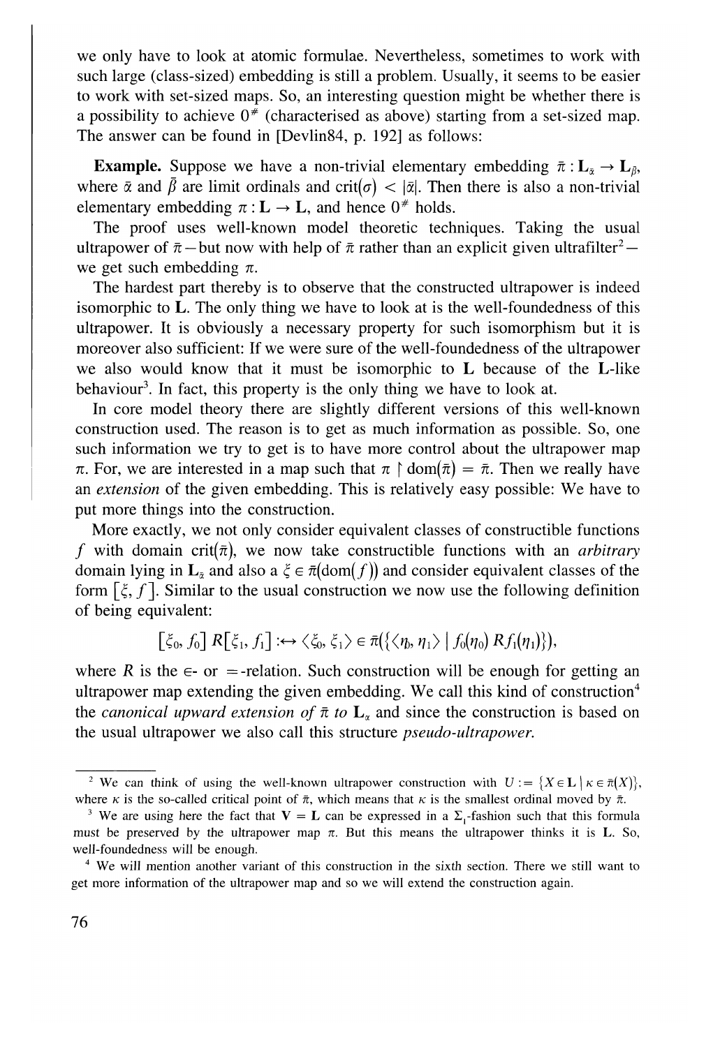we only have to look at atomic formulae. Nevertheless, sometimes to work with such large (class-sized) embedding is still a problem. Usually, it seems to be easier to work with set-sized maps. So, an interesting question might be whether there is a possibility to achieve $0^{\#}$ (characterised as above) starting from a set-sized map. The answer can be found in [Devlin84, p. 192] as follows:

**Example.** Suppose we have a non-trivial elementary embedding $\bar{\pi} : \mathbf{L}_{\bar{\alpha}} \to \mathbf{L}_{\bar{\beta}}$, where $\bar{\alpha}$ and $\bar{\beta}$ are limit ordinals and $\text{crit}(\sigma) < |\bar{\alpha}|$. Then there is also a non-trivial elementary embedding $\pi : \mathbf{L} \to \mathbf{L}$, and hence $0^{\#}$ holds.

The proof uses well-known model theoretic techniques. Taking the usual ultrapower of $\bar{\pi}$ – but now with help of $\bar{\pi}$ rather than an explicit given ultrafilter[2] – we get such embedding $\pi$.

The hardest part thereby is to observe that the constructed ultrapower is indeed isomorphic to $\mathbf{L}$. The only thing we have to look at is the well-foundedness of this ultrapower. It is obviously a necessary property for such isomorphism but it is moreover also sufficient: If we were sure of the well-foundedness of the ultrapower we also would know that it must be isomorphic to $\mathbf{L}$ because of the $\mathbf{L}$-like behaviour[3]. In fact, this property is the only thing we have to look at.

In core model theory there are slightly different versions of this well-known construction used. The reason is to get as much information as possible. So, one such information we try to get is to have more control about the ultrapower map $\pi$. For, we are interested in a map such that $\pi \restriction \text{dom}(\bar{\pi}) = \bar{\pi}$. Then we really have an *extension* of the given embedding. This is relatively easy possible: We have to put more things into the construction.

More exactly, we not only consider equivalent classes of constructible functions $f$ with domain $\text{crit}(\bar{\pi})$, we now take constructible functions with an *arbitrary* domain lying in $\mathbf{L}_{\bar{\alpha}}$ and also a $\xi \in \bar{\pi}(\text{dom}(f))$ and consider equivalent classes of the form $[\xi, f]$. Similar to the usual construction we now use the following definition of being equivalent:

$$[\xi_0, f_0]\, R[\xi_1, f_1] :\leftrightarrow \langle \xi_0, \xi_1 \rangle \in \bar{\pi}(\{\langle \eta_0, \eta_1 \rangle \mid f_0(\eta_0)\, R f_1(\eta_1)\}),$$

where $R$ is the $\in$- or $=$-relation. Such construction will be enough for getting an ultrapower map extending the given embedding. We call this kind of construction[4] the *canonical upward extension of* $\bar{\pi}$ *to* $\mathbf{L}_\alpha$ and since the construction is based on the usual ultrapower we also call this structure *pseudo-ultrapower*.

---

[2] We can think of using the well-known ultrapower construction with $U := \{X \in \mathbf{L} \mid \kappa \in \bar{\pi}(X)\}$, where $\kappa$ is the so-called critical point of $\bar{\pi}$, which means that $\kappa$ is the smallest ordinal moved by $\bar{\pi}$.

[3] We are using here the fact that $\mathbf{V} = \mathbf{L}$ can be expressed in a $\Sigma_1$-fashion such that this formula must be preserved by the ultrapower map $\pi$. But this means the ultrapower thinks it is $\mathbf{L}$. So, well-foundedness will be enough.

[4] We will mention another variant of this construction in the sixth section. There we still want to get more information of the ultrapower map and so we will extend the construction again.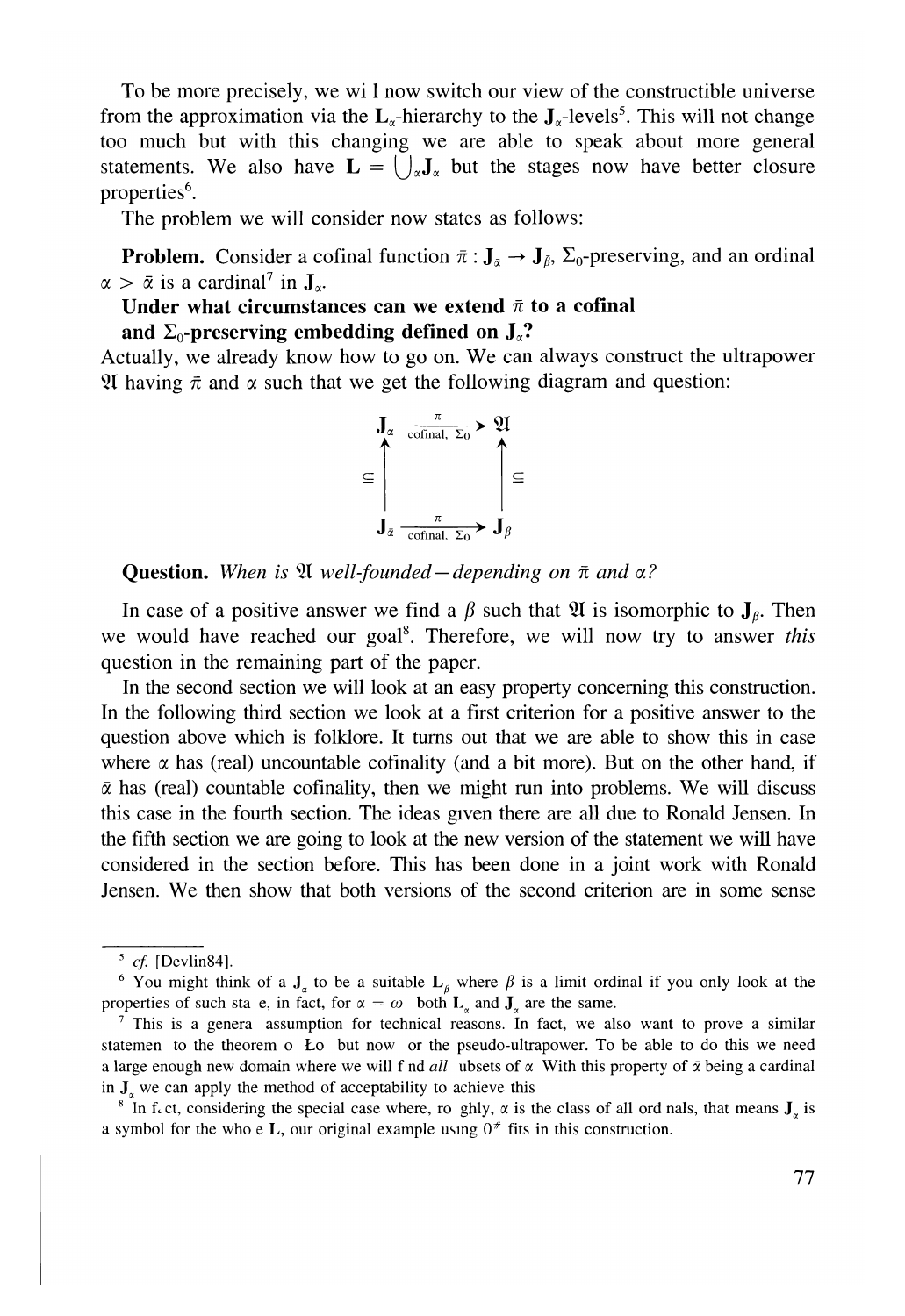To be more precisely, we wi l now switch our view of the constructible universe from the approximation via the $\mathbf{L}_\alpha$-hierarchy to the $\mathbf{J}_\alpha$-levels[5]. This will not change too much but with this changing we are able to speak about more general statements. We also have $\mathbf{L} = \bigcup_\alpha \mathbf{J}_\alpha$ but the stages now have better closure properties[6].

The problem we will consider now states as follows:

**Problem.** Consider a cofinal function $\bar{\pi} : \mathbf{J}_{\bar{\alpha}} \to \mathbf{J}_{\bar{\beta}}$, $\Sigma_0$-preserving, and an ordinal $\alpha > \bar{\alpha}$ is a cardinal[7] in $\mathbf{J}_\alpha$.

**Under what circumstances can we extend $\bar{\pi}$ to a cofinal and $\Sigma_0$-preserving embedding defined on $\mathbf{J}_\alpha$?**

Actually, we already know how to go on. We can always construct the ultrapower $\mathfrak{A}$ having $\bar{\pi}$ and $\alpha$ such that we get the following diagram and question:

$$\begin{array}{ccc}
\mathbf{J}_\alpha & \xrightarrow[\text{cofinal, } \Sigma_0]{\pi} & \mathfrak{A} \\
\uparrow \subseteq & & \uparrow \subseteq \\
\mathbf{J}_{\bar{\alpha}} & \xrightarrow[\text{cofinal, } \Sigma_0]{\pi} & \mathbf{J}_{\bar{\beta}}
\end{array}$$

**Question.** *When is $\mathfrak{A}$ well-founded—depending on $\bar{\pi}$ and $\alpha$?*

In case of a positive answer we find a $\beta$ such that $\mathfrak{A}$ is isomorphic to $\mathbf{J}_\beta$. Then we would have reached our goal[8]. Therefore, we will now try to answer *this* question in the remaining part of the paper.

In the second section we will look at an easy property concerning this construction. In the following third section we look at a first criterion for a positive answer to the question above which is folklore. It turns out that we are able to show this in case where $\alpha$ has (real) uncountable cofinality (and a bit more). But on the other hand, if $\bar{\alpha}$ has (real) countable cofinality, then we might run into problems. We will discuss this case in the fourth section. The ideas given there are all due to Ronald Jensen. In the fifth section we are going to look at the new version of the statement we will have considered in the section before. This has been done in a joint work with Ronald Jensen. We then show that both versions of the second criterion are in some sense

---

[5] *cf.* [Devlin84].

[6] You might think of a $\mathbf{J}_\alpha$ to be a suitable $\mathbf{L}_\beta$ where $\beta$ is a limit ordinal if you only look at the properties of such sta e, in fact, for $\alpha = \omega$ both $\mathbf{L}_\alpha$ and $\mathbf{J}_\alpha$ are the same.

[7] This is a genera assumption for technical reasons. In fact, we also want to prove a similar statemen to the theorem o Ło but now or the pseudo-ultrapower. To be able to do this we need a large enough new domain where we will f nd *all* ubsets of $\bar{\alpha}$ With this property of $\bar{\alpha}$ being a cardinal in $\mathbf{J}_\alpha$ we can apply the method of acceptability to achieve this

[8] In f. ct, considering the special case where, ro ghly, $\alpha$ is the class of all ord nals, that means $\mathbf{J}_\alpha$ is a symbol for the who e $\mathbf{L}$, our original example using $0^\#$ fits in this construction.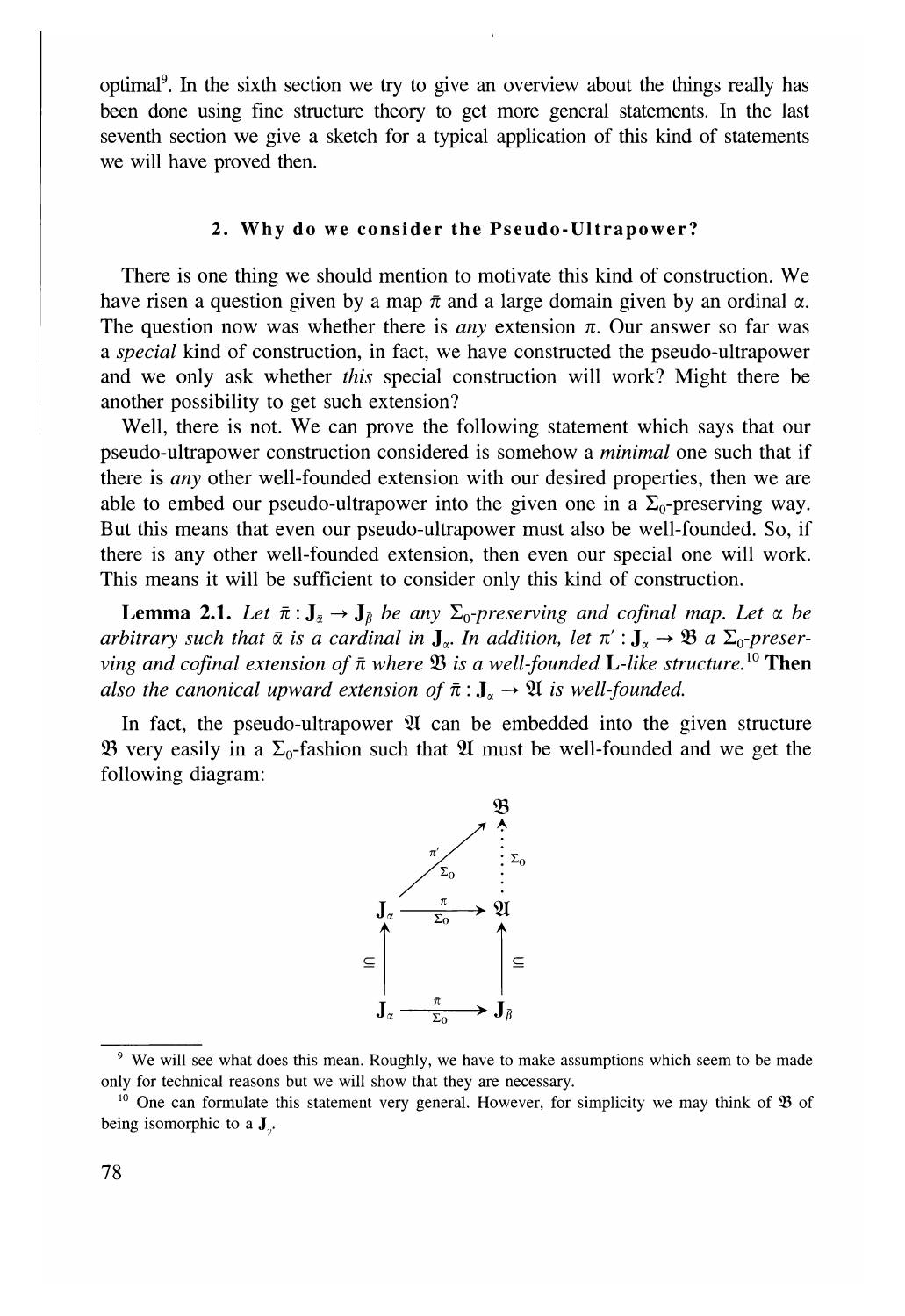optimal[9]. In the sixth section we try to give an overview about the things really has been done using fine structure theory to get more general statements. In the last seventh section we give a sketch for a typical application of this kind of statements we will have proved then.

## 2. Why do we consider the Pseudo-Ultrapower?

There is one thing we should mention to motivate this kind of construction. We have risen a question given by a map $\bar{\pi}$ and a large domain given by an ordinal $\alpha$. The question now was whether there is *any* extension $\pi$. Our answer so far was a *special* kind of construction, in fact, we have constructed the pseudo-ultrapower and we only ask whether *this* special construction will work? Might there be another possibility to get such extension?

Well, there is not. We can prove the following statement which says that our pseudo-ultrapower construction considered is somehow a *minimal* one such that if there is *any* other well-founded extension with our desired properties, then we are able to embed our pseudo-ultrapower into the given one in a $\Sigma_0$-preserving way. But this means that even our pseudo-ultrapower must also be well-founded. So, if there is any other well-founded extension, then even our special one will work. This means it will be sufficient to consider only this kind of construction.

**Lemma 2.1.** *Let $\bar{\pi} : \mathbf{J}_{\bar{\alpha}} \to \mathbf{J}_{\bar{\beta}}$ be any $\Sigma_0$-preserving and cofinal map. Let $\alpha$ be arbitrary such that $\bar{\alpha}$ is a cardinal in $\mathbf{J}_{\alpha}$. In addition, let $\pi' : \mathbf{J}_{\alpha} \to \mathfrak{B}$ a $\Sigma_0$-preserving and cofinal extension of $\bar{\pi}$ where $\mathfrak{B}$ is a well-founded $\mathbf{L}$-like structure.*[10] **Then** *also the canonical upward extension of $\bar{\pi} : \mathbf{J}_{\alpha} \to \mathfrak{A}$ is well-founded.*

In fact, the pseudo-ultrapower $\mathfrak{A}$ can be embedded into the given structure $\mathfrak{B}$ very easily in a $\Sigma_0$-fashion such that $\mathfrak{A}$ must be well-founded and we get the following diagram:

$$
\begin{array}{ccc}
 & & \mathfrak{B} \\
 & \overset{\pi'}{\underset{\Sigma_0}{\nearrow}} & \vdots\ \Sigma_0 \\
\mathbf{J}_{\alpha} & \xrightarrow[\Sigma_0]{\pi} & \mathfrak{A} \\
\uparrow \subseteq & & \uparrow \subseteq \\
\mathbf{J}_{\bar{\alpha}} & \xrightarrow[\Sigma_0]{\bar{\pi}} & \mathbf{J}_{\bar{\beta}}
\end{array}
$$

---

[9] We will see what does this mean. Roughly, we have to make assumptions which seem to be made only for technical reasons but we will show that they are necessary.

[10] One can formulate this statement very general. However, for simplicity we may think of $\mathfrak{B}$ of being isomorphic to a $\mathbf{J}_{\gamma}$.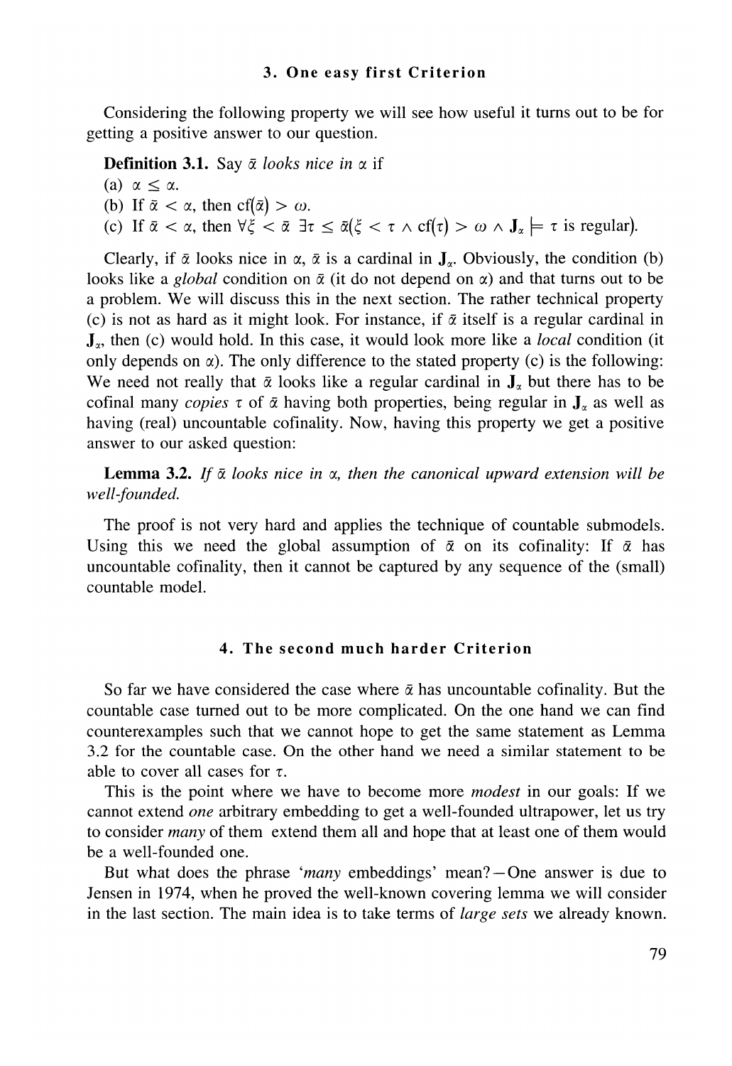## 3. One easy first Criterion

Considering the following property we will see how useful it turns out to be for getting a positive answer to our question.

**Definition 3.1.** Say $\bar{\alpha}$ *looks nice in* $\alpha$ if

(a) $\alpha \leq \alpha$.

(b) If $\bar{\alpha} < \alpha$, then $\mathrm{cf}(\bar{\alpha}) > \omega$.

(c) If $\bar{\alpha} < \alpha$, then $\forall \xi < \bar{\alpha}\ \exists \tau \leq \bar{\alpha}(\xi < \tau \wedge \mathrm{cf}(\tau) > \omega \wedge \mathbf{J}_\alpha \models \tau \text{ is regular})$.

Clearly, if $\bar{\alpha}$ looks nice in $\alpha$, $\bar{\alpha}$ is a cardinal in $\mathbf{J}_\alpha$. Obviously, the condition (b) looks like a *global* condition on $\bar{\alpha}$ (it do not depend on $\alpha$) and that turns out to be a problem. We will discuss this in the next section. The rather technical property (c) is not as hard as it might look. For instance, if $\bar{\alpha}$ itself is a regular cardinal in $\mathbf{J}_\alpha$, then (c) would hold. In this case, it would look more like a *local* condition (it only depends on $\alpha$). The only difference to the stated property (c) is the following: We need not really that $\bar{\alpha}$ looks like a regular cardinal in $\mathbf{J}_\alpha$ but there has to be cofinal many *copies* $\tau$ of $\bar{\alpha}$ having both properties, being regular in $\mathbf{J}_\alpha$ as well as having (real) uncountable cofinality. Now, having this property we get a positive answer to our asked question:

**Lemma 3.2.** *If $\bar{\alpha}$ looks nice in $\alpha$, then the canonical upward extension will be well-founded.*

The proof is not very hard and applies the technique of countable submodels. Using this we need the global assumption of $\bar{\alpha}$ on its cofinality: If $\bar{\alpha}$ has uncountable cofinality, then it cannot be captured by any sequence of the (small) countable model.

## 4. The second much harder Criterion

So far we have considered the case where $\bar{\alpha}$ has uncountable cofinality. But the countable case turned out to be more complicated. On the one hand we can find counterexamples such that we cannot hope to get the same statement as Lemma 3.2 for the countable case. On the other hand we need a similar statement to be able to cover all cases for $\tau$.

This is the point where we have to become more *modest* in our goals: If we cannot extend *one* arbitrary embedding to get a well-founded ultrapower, let us try to consider *many* of them extend them all and hope that at least one of them would be a well-founded one.

But what does the phrase '*many* embeddings' mean?—One answer is due to Jensen in 1974, when he proved the well-known covering lemma we will consider in the last section. The main idea is to take terms of *large sets* we already known.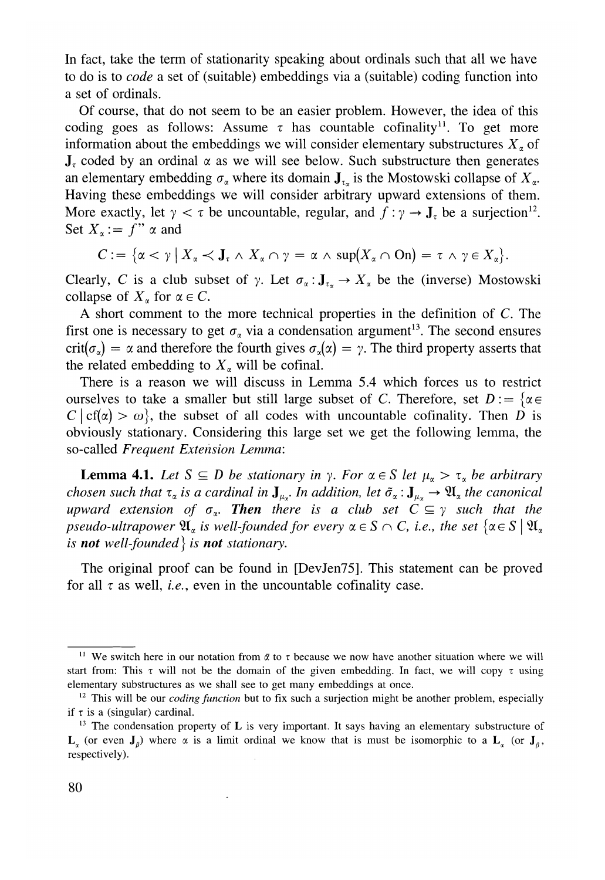In fact, take the term of stationarity speaking about ordinals such that all we have to do is to *code* a set of (suitable) embeddings via a (suitable) coding function into a set of ordinals.

Of course, that do not seem to be an easier problem. However, the idea of this coding goes as follows: Assume $\tau$ has countable cofinality[11]. To get more information about the embeddings we will consider elementary substructures $X_\alpha$ of $\mathbf{J}_\tau$ coded by an ordinal $\alpha$ as we will see below. Such substructure then generates an elementary embedding $\sigma_\alpha$ where its domain $\mathbf{J}_{\tau_\alpha}$ is the Mostowski collapse of $X_\alpha$. Having these embeddings we will consider arbitrary upward extensions of them. More exactly, let $\gamma < \tau$ be uncountable, regular, and $f : \gamma \to \mathbf{J}_\tau$ be a surjection[12]. Set $X_\alpha := f" \alpha$ and

$$C := \{\alpha < \gamma \mid X_\alpha \prec \mathbf{J}_\tau \wedge X_\alpha \cap \gamma = \alpha \wedge \sup(X_\alpha \cap \mathrm{On}) = \tau \wedge \gamma \in X_\alpha\}.$$

Clearly, $C$ is a club subset of $\gamma$. Let $\sigma_\alpha : \mathbf{J}_{\tau_\alpha} \to X_\alpha$ be the (inverse) Mostowski collapse of $X_\alpha$ for $\alpha \in C$.

A short comment to the more technical properties in the definition of $C$. The first one is necessary to get $\sigma_\alpha$ via a condensation argument[13]. The second ensures $\mathrm{crit}(\sigma_\alpha) = \alpha$ and therefore the fourth gives $\sigma_\alpha(\alpha) = \gamma$. The third property asserts that the related embedding to $X_\alpha$ will be cofinal.

There is a reason we will discuss in Lemma 5.4 which forces us to restrict ourselves to take a smaller but still large subset of $C$. Therefore, set $D := \{\alpha \in C \mid \mathrm{cf}(\alpha) > \omega\}$, the subset of all codes with uncountable cofinality. Then $D$ is obviously stationary. Considering this large set we get the following lemma, the so-called *Frequent Extension Lemma*:

**Lemma 4.1.** *Let $S \subseteq D$ be stationary in $\gamma$. For $\alpha \in S$ let $\mu_\alpha > \tau_\alpha$ be arbitrary chosen such that $\tau_\alpha$ is a cardinal in $\mathbf{J}_{\mu_\alpha}$. In addition, let $\tilde{\sigma}_\alpha : \mathbf{J}_{\mu_\alpha} \to \mathfrak{A}_\alpha$ the canonical upward extension of $\sigma_\alpha$.* ***Then*** *there is a club set $C \subseteq \gamma$ such that the pseudo-ultrapower $\mathfrak{A}_\alpha$ is well-founded for every $\alpha \in S \cap C$, i.e., the set $\{\alpha \in S \mid \mathfrak{A}_\alpha$ is* ***not*** *well-founded$\}$ is* ***not*** *stationary.*

The original proof can be found in [DevJen75]. This statement can be proved for all $\tau$ as well, *i.e.*, even in the uncountable cofinality case.

---

[11] We switch here in our notation from $\bar{\alpha}$ to $\tau$ because we now have another situation where we will start from: This $\tau$ will not be the domain of the given embedding. In fact, we will copy $\tau$ using elementary substructures as we shall see to get many embeddings at once.

[12] This will be our *coding function* but to fix such a surjection might be another problem, especially if $\tau$ is a (singular) cardinal.

[13] The condensation property of $\mathbf{L}$ is very important. It says having an elementary substructure of $\mathbf{L}_\alpha$ (or even $\mathbf{J}_\beta$) where $\alpha$ is a limit ordinal we know that is must be isomorphic to a $\mathbf{L}_\alpha$ (or $\mathbf{J}_\beta$, respectively).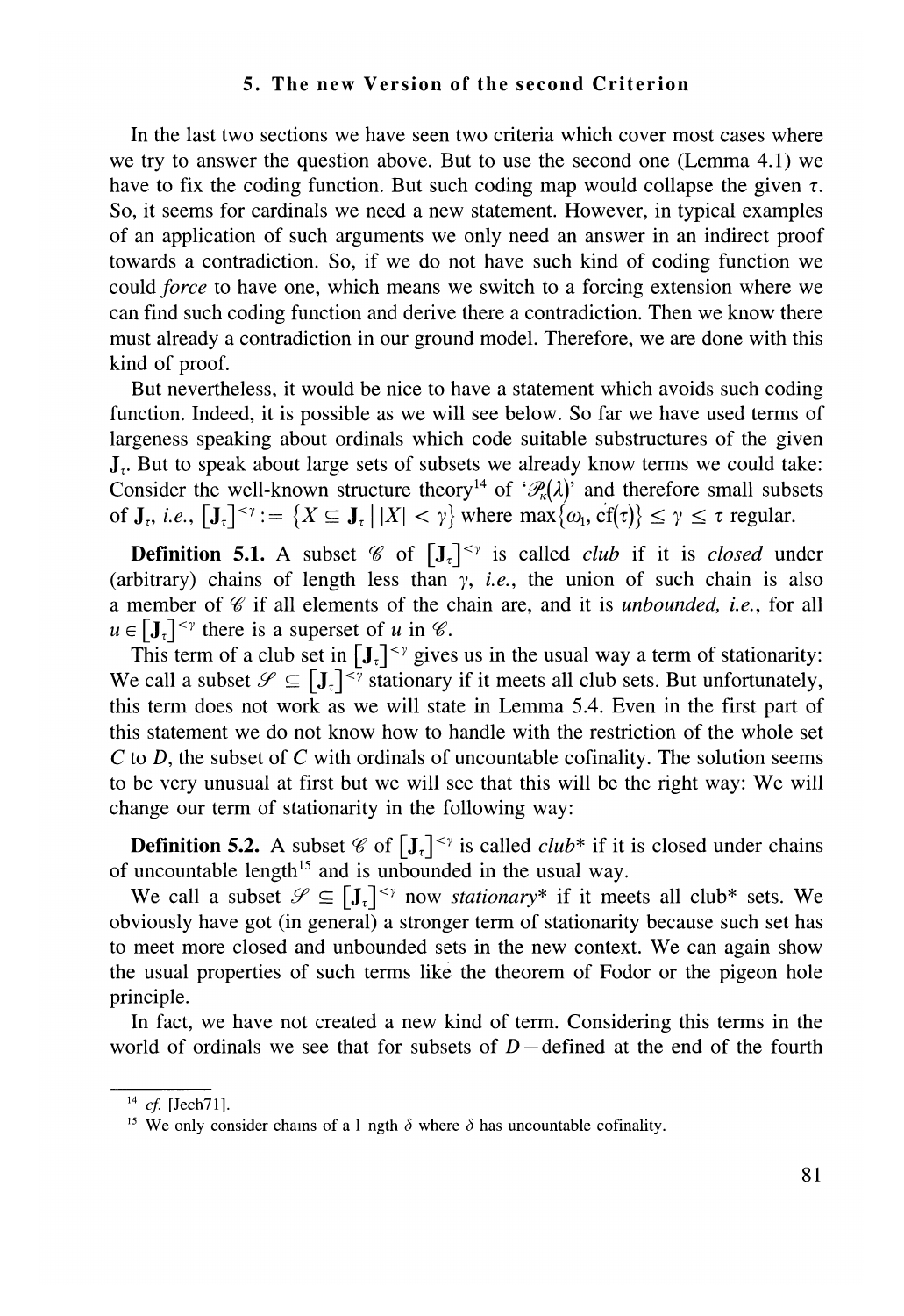## 5. The new Version of the second Criterion

In the last two sections we have seen two criteria which cover most cases where we try to answer the question above. But to use the second one (Lemma 4.1) we have to fix the coding function. But such coding map would collapse the given $\tau$. So, it seems for cardinals we need a new statement. However, in typical examples of an application of such arguments we only need an answer in an indirect proof towards a contradiction. So, if we do not have such kind of coding function we could *force* to have one, which means we switch to a forcing extension where we can find such coding function and derive there a contradiction. Then we know there must already a contradiction in our ground model. Therefore, we are done with this kind of proof.

But nevertheless, it would be nice to have a statement which avoids such coding function. Indeed, it is possible as we will see below. So far we have used terms of largeness speaking about ordinals which code suitable substructures of the given $\mathbf{J}_\tau$. But to speak about large sets of subsets we already know terms we could take: Consider the well-known structure theory[14] of '$\mathscr{P}_\kappa(\lambda)$' and therefore small subsets of $\mathbf{J}_\tau$, *i.e.*, $[\mathbf{J}_\tau]^{<\gamma} := \{X \subseteq \mathbf{J}_\tau \mid |X| < \gamma\}$ where $\max\{\omega_1, \mathrm{cf}(\tau)\} \leq \gamma \leq \tau$ regular.

**Definition 5.1.** A subset $\mathscr{C}$ of $[\mathbf{J}_\tau]^{<\gamma}$ is called *club* if it is *closed* under (arbitrary) chains of length less than $\gamma$, *i.e.*, the union of such chain is also a member of $\mathscr{C}$ if all elements of the chain are, and it is *unbounded, i.e.*, for all $u \in [\mathbf{J}_\tau]^{<\gamma}$ there is a superset of $u$ in $\mathscr{C}$.

This term of a club set in $[\mathbf{J}_\tau]^{<\gamma}$ gives us in the usual way a term of stationarity: We call a subset $\mathscr{S} \subseteq [\mathbf{J}_\tau]^{<\gamma}$ stationary if it meets all club sets. But unfortunately, this term does not work as we will state in Lemma 5.4. Even in the first part of this statement we do not know how to handle with the restriction of the whole set $C$ to $D$, the subset of $C$ with ordinals of uncountable cofinality. The solution seems to be very unusual at first but we will see that this will be the right way: We will change our term of stationarity in the following way:

**Definition 5.2.** A subset $\mathscr{C}$ of $[\mathbf{J}_\tau]^{<\gamma}$ is called *club\** if it is closed under chains of uncountable length[15] and is unbounded in the usual way.

We call a subset $\mathscr{S} \subseteq [\mathbf{J}_\tau]^{<\gamma}$ now *stationary\** if it meets all club* sets. We obviously have got (in general) a stronger term of stationarity because such set has to meet more closed and unbounded sets in the new context. We can again show the usual properties of such terms like the theorem of Fodor or the pigeon hole principle.

In fact, we have not created a new kind of term. Considering this terms in the world of ordinals we see that for subsets of $D$ – defined at the end of the fourth

---

[14] *cf.* [Jech71].

[15] We only consider chains of a length $\delta$ where $\delta$ has uncountable cofinality.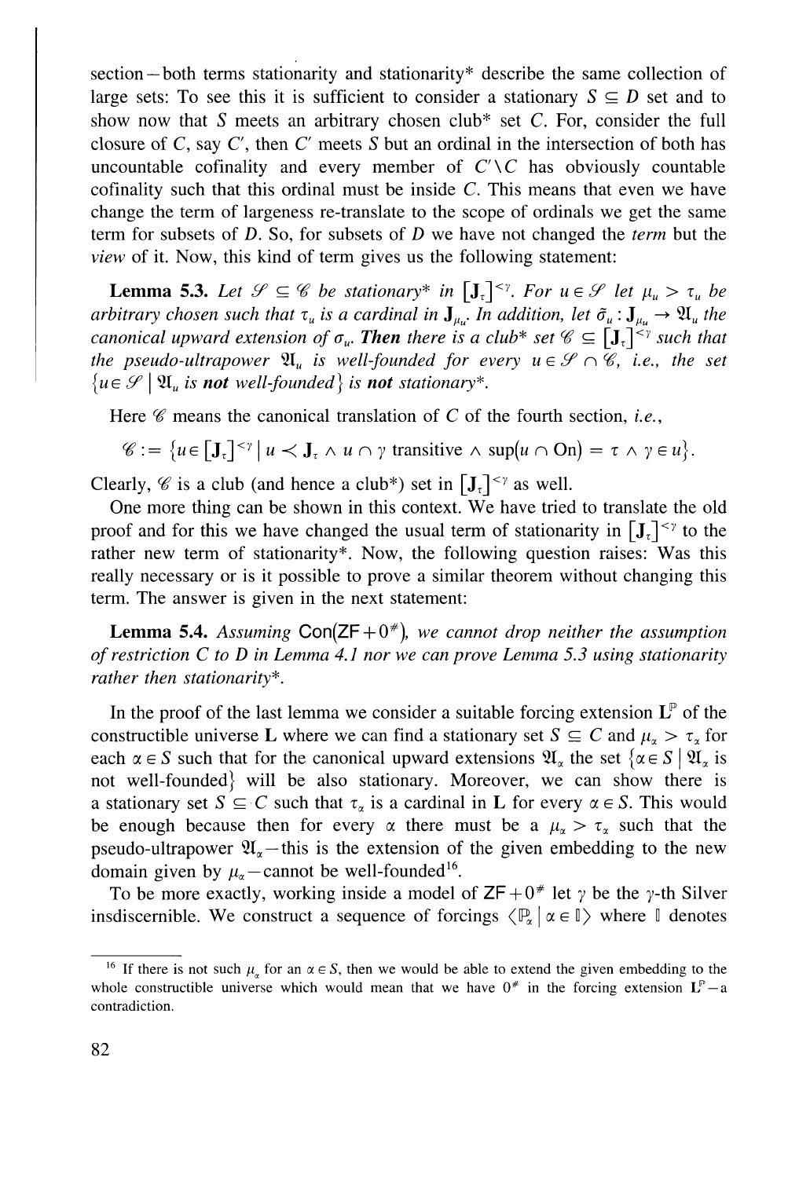section—both terms stationarity and stationarity* describe the same collection of large sets: To see this it is sufficient to consider a stationary $S \subseteq D$ set and to show now that $S$ meets an arbitrary chosen club* set $C$. For, consider the full closure of $C$, say $C'$, then $C'$ meets $S$ but an ordinal in the intersection of both has uncountable cofinality and every member of $C' \setminus C$ has obviously countable cofinality such that this ordinal must be inside $C$. This means that even we have change the term of largeness re-translate to the scope of ordinals we get the same term for subsets of $D$. So, for subsets of $D$ we have not changed the *term* but the *view* of it. Now, this kind of term gives us the following statement:

**Lemma 5.3.** *Let $\mathscr{S} \subseteq \mathscr{C}$ be stationary* in $[\mathbf{J}_\tau]^{<\gamma}$. For $u \in \mathscr{S}$ let $\mu_u > \tau_u$ be arbitrary chosen such that $\tau_u$ is a cardinal in $\mathbf{J}_{\mu_u}$. In addition, let $\tilde{\sigma}_u : \mathbf{J}_{\mu_u} \to \mathfrak{A}_u$ the canonical upward extension of $\sigma_u$.* **Then** *there is a club* set $\mathscr{C} \subseteq [\mathbf{J}_\tau]^{<\gamma}$ such that the pseudo-ultrapower $\mathfrak{A}_u$ is well-founded for every $u \in \mathscr{S} \cap \mathscr{C}$, i.e., the set $\{u \in \mathscr{S} \mid \mathfrak{A}_u$ is **not** well-founded$\}$ is **not** stationary*.*

Here $\mathscr{C}$ means the canonical translation of $C$ of the fourth section, *i.e.*,

$$\mathscr{C} := \{u \in [\mathbf{J}_\tau]^{<\gamma} \mid u \prec \mathbf{J}_\tau \wedge u \cap \gamma \text{ transitive} \wedge \sup(u \cap \mathrm{On}) = \tau \wedge \gamma \in u\}.$$

Clearly, $\mathscr{C}$ is a club (and hence a club*) set in $[\mathbf{J}_\tau]^{<\gamma}$ as well.

One more thing can be shown in this context. We have tried to translate the old proof and for this we have changed the usual term of stationarity in $[\mathbf{J}_\tau]^{<\gamma}$ to the rather new term of stationarity*. Now, the following question raises: Was this really necessary or is it possible to prove a similar theorem without changing this term. The answer is given in the next statement:

**Lemma 5.4.** *Assuming $\mathsf{Con}(\mathsf{ZF} + 0^\#)$, we cannot drop neither the assumption of restriction $C$ to $D$ in Lemma 4.1 nor we can prove Lemma 5.3 using stationarity rather then stationarity*.*

In the proof of the last lemma we consider a suitable forcing extension $\mathbf{L}^{\mathbb{P}}$ of the constructible universe $\mathbf{L}$ where we can find a stationary set $S \subseteq C$ and $\mu_\alpha > \tau_\alpha$ for each $\alpha \in S$ such that for the canonical upward extensions $\mathfrak{A}_\alpha$ the set $\{\alpha \in S \mid \mathfrak{A}_\alpha$ is not well-founded$\}$ will be also stationary. Moreover, we can show there is a stationary set $S \subseteq C$ such that $\tau_\alpha$ is a cardinal in $\mathbf{L}$ for every $\alpha \in S$. This would be enough because then for every $\alpha$ there must be a $\mu_\alpha > \tau_\alpha$ such that the pseudo-ultrapower $\mathfrak{A}_\alpha$—this is the extension of the given embedding to the new domain given by $\mu_\alpha$—cannot be well-founded[16].

To be more exactly, working inside a model of $\mathsf{ZF} + 0^\#$ let $\gamma$ be the $\gamma$-th Silver insdiscernible. We construct a sequence of forcings $\langle \mathbb{P}_\alpha \mid \alpha \in \mathbb{I} \rangle$ where $\mathbb{I}$ denotes

[16] If there is not such $\mu_\alpha$ for an $\alpha \in S$, then we would be able to extend the given embedding to the whole constructible universe which would mean that we have $0^\#$ in the forcing extension $\mathbf{L}^{\mathbb{P}}$—a contradiction.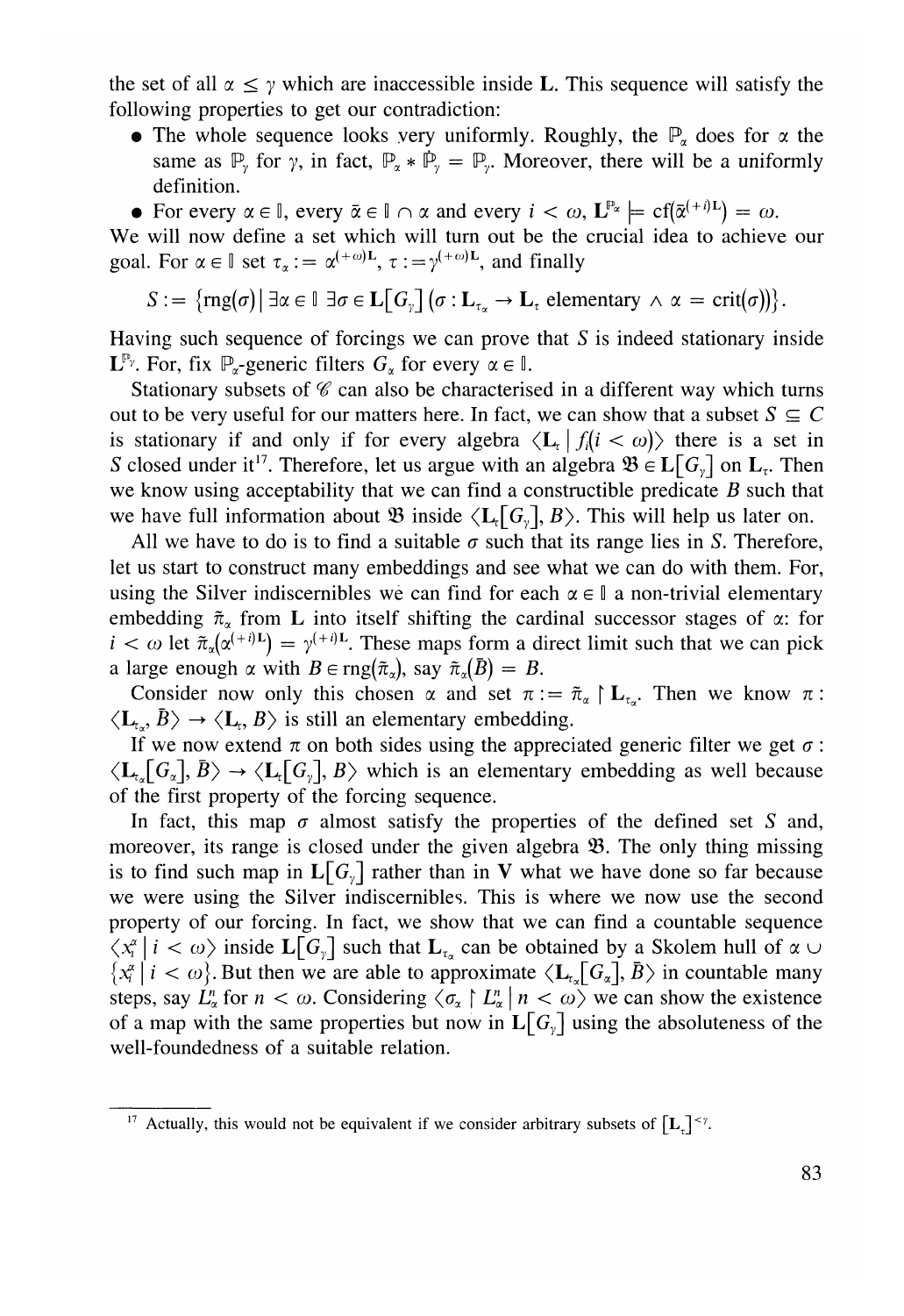the set of all $\alpha \leq \gamma$ which are inaccessible inside $\mathbf{L}$. This sequence will satisfy the following properties to get our contradiction:

- The whole sequence looks very uniformly. Roughly, the $\mathbb{P}_\alpha$ does for $\alpha$ the same as $\mathbb{P}_\gamma$ for $\gamma$, in fact, $\mathbb{P}_\alpha * \dot{\mathbb{P}}_\gamma = \mathbb{P}_\gamma$. Moreover, there will be a uniformly definition.
- For every $\alpha \in \mathbb{I}$, every $\bar{\alpha} \in \mathbb{I} \cap \alpha$ and every $i < \omega$, $\mathbf{L}^{\mathbb{P}_\alpha} \models \mathrm{cf}(\bar{\alpha}^{(+i)\mathbf{L}}) = \omega$.

We will now define a set which will turn out be the crucial idea to achieve our goal. For $\alpha \in \mathbb{I}$ set $\tau_\alpha := \alpha^{(+\omega)\mathbf{L}}$, $\tau := \gamma^{(+\omega)\mathbf{L}}$, and finally

$$S := \{\mathrm{rng}(\sigma) \mid \exists \alpha \in \mathbb{I}\ \exists \sigma \in \mathbf{L}[G_\gamma]\ (\sigma : \mathbf{L}_{\tau_\alpha} \to \mathbf{L}_\tau \text{ elementary} \wedge \alpha = \mathrm{crit}(\sigma))\}.$$

Having such sequence of forcings we can prove that $S$ is indeed stationary inside $\mathbf{L}^{\mathbb{P}_\gamma}$. For, fix $\mathbb{P}_\alpha$-generic filters $G_\alpha$ for every $\alpha \in \mathbb{I}$.

Stationary subsets of $\mathscr{C}$ can also be characterised in a different way which turns out to be very useful for our matters here. In fact, we can show that a subset $S \subseteq C$ is stationary if and only if for every algebra $\langle \mathbf{L}_\tau \mid f_i(i < \omega)\rangle$ there is a set in $S$ closed under it[17]. Therefore, let us argue with an algebra $\mathfrak{B} \in \mathbf{L}[G_\gamma]$ on $\mathbf{L}_\tau$. Then we know using acceptability that we can find a constructible predicate $B$ such that we have full information about $\mathfrak{B}$ inside $\langle \mathbf{L}_\tau[G_\gamma], B\rangle$. This will help us later on.

All we have to do is to find a suitable $\sigma$ such that its range lies in $S$. Therefore, let us start to construct many embeddings and see what we can do with them. For, using the Silver indiscernibles we can find for each $\alpha \in \mathbb{I}$ a non-trivial elementary embedding $\tilde{\pi}_\alpha$ from $\mathbf{L}$ into itself shifting the cardinal successor stages of $\alpha$: for $i < \omega$ let $\tilde{\pi}_\alpha(\alpha^{(+i)\mathbf{L}}) = \gamma^{(+i)\mathbf{L}}$. These maps form a direct limit such that we can pick a large enough $\alpha$ with $B \in \mathrm{rng}(\tilde{\pi}_\alpha)$, say $\tilde{\pi}_\alpha(\bar{B}) = B$.

Consider now only this chosen $\alpha$ and set $\pi := \tilde{\pi}_\alpha \upharpoonright \mathbf{L}_{\tau_\alpha}$. Then we know $\pi : \langle \mathbf{L}_{\tau_\alpha}, \bar{B}\rangle \to \langle \mathbf{L}_\tau, B\rangle$ is still an elementary embedding.

If we now extend $\pi$ on both sides using the appreciated generic filter we get $\sigma : \langle \mathbf{L}_{\tau_\alpha}[G_\alpha], \bar{B}\rangle \to \langle \mathbf{L}_\tau[G_\gamma], B\rangle$ which is an elementary embedding as well because of the first property of the forcing sequence.

In fact, this map $\sigma$ almost satisfy the properties of the defined set $S$ and, moreover, its range is closed under the given algebra $\mathfrak{B}$. The only thing missing is to find such map in $\mathbf{L}[G_\gamma]$ rather than in $\mathbf{V}$ what we have done so far because we were using the Silver indiscernibles. This is where we now use the second property of our forcing. In fact, we show that we can find a countable sequence $\langle x_i^\alpha \mid i < \omega\rangle$ inside $\mathbf{L}[G_\gamma]$ such that $\mathbf{L}_{\tau_\alpha}$ can be obtained by a Skolem hull of $\alpha \cup \{x_i^\alpha \mid i < \omega\}$. But then we are able to approximate $\langle \mathbf{L}_{\tau_\alpha}[G_\alpha], \bar{B}\rangle$ in countable many steps, say $L_\alpha^n$ for $n < \omega$. Considering $\langle \sigma_\alpha \upharpoonright L_\alpha^n \mid n < \omega\rangle$ we can show the existence of a map with the same properties but now in $\mathbf{L}[G_\gamma]$ using the absoluteness of the well-foundedness of a suitable relation.

---

[17] Actually, this would not be equivalent if we consider arbitrary subsets of $[\mathbf{L}_\tau]^{<\gamma}$.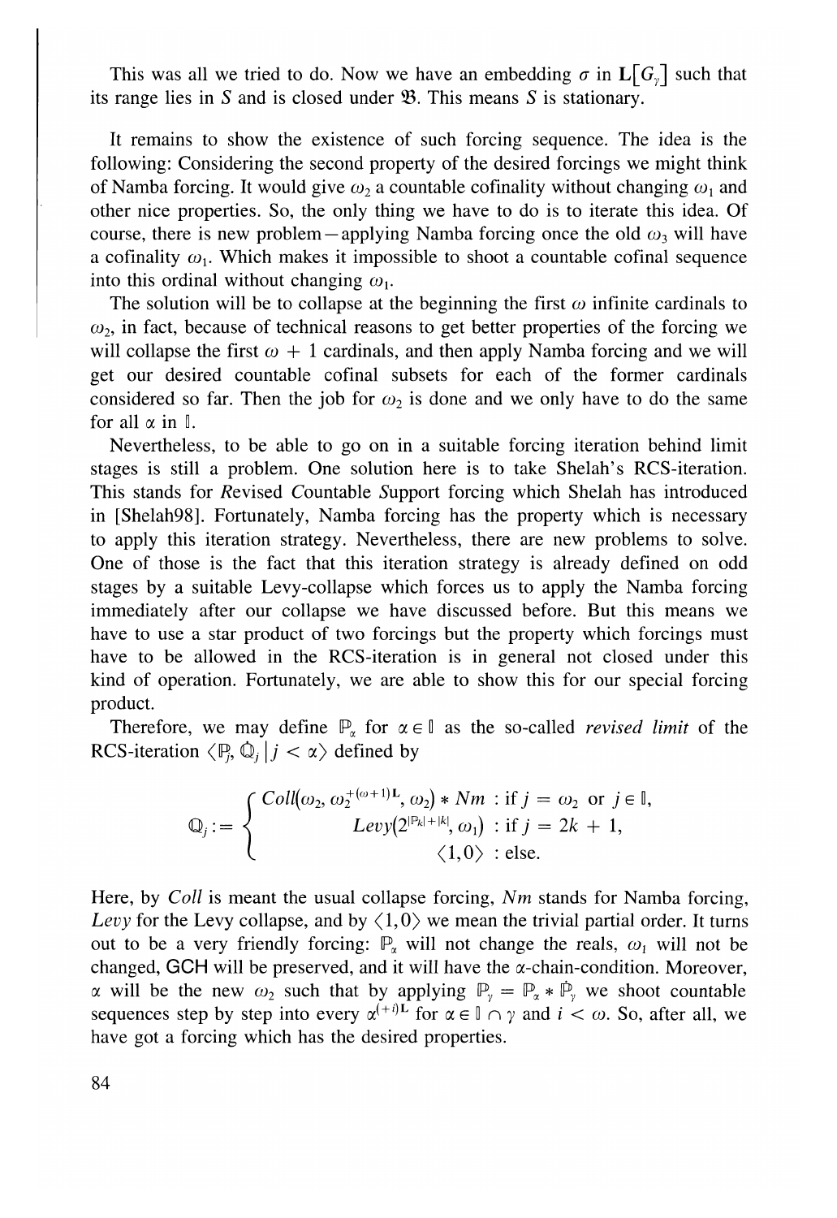This was all we tried to do. Now we have an embedding $\sigma$ in $\mathbf{L}[G_\gamma]$ such that its range lies in $S$ and is closed under $\mathfrak{B}$. This means $S$ is stationary.

It remains to show the existence of such forcing sequence. The idea is the following: Considering the second property of the desired forcings we might think of Namba forcing. It would give $\omega_2$ a countable cofinality without changing $\omega_1$ and other nice properties. So, the only thing we have to do is to iterate this idea. Of course, there is new problem—applying Namba forcing once the old $\omega_3$ will have a cofinality $\omega_1$. Which makes it impossible to shoot a countable cofinal sequence into this ordinal without changing $\omega_1$.

The solution will be to collapse at the beginning the first $\omega$ infinite cardinals to $\omega_2$, in fact, because of technical reasons to get better properties of the forcing we will collapse the first $\omega + 1$ cardinals, and then apply Namba forcing and we will get our desired countable cofinal subsets for each of the former cardinals considered so far. Then the job for $\omega_2$ is done and we only have to do the same for all $\alpha$ in $\mathbb{I}$.

Nevertheless, to be able to go on in a suitable forcing iteration behind limit stages is still a problem. One solution here is to take Shelah's RCS-iteration. This stands for *R*evised *C*ountable *S*upport forcing which Shelah has introduced in [Shelah98]. Fortunately, Namba forcing has the property which is necessary to apply this iteration strategy. Nevertheless, there are new problems to solve. One of those is the fact that this iteration strategy is already defined on odd stages by a suitable Levy-collapse which forces us to apply the Namba forcing immediately after our collapse we have discussed before. But this means we have to use a star product of two forcings but the property which forcings must have to be allowed in the RCS-iteration is in general not closed under this kind of operation. Fortunately, we are able to show this for our special forcing product.

Therefore, we may define $\mathbb{P}_\alpha$ for $\alpha \in \mathbb{I}$ as the so-called *revised limit* of the RCS-iteration $\langle \mathbb{P}_j, \dot{\mathbb{Q}}_j \mid j < \alpha \rangle$ defined by

$$\mathbb{Q}_j := \begin{cases} Coll(\omega_2, \omega_2^{+(\omega+1)\mathbf{L}}, \omega_2) * Nm & : \text{if } j = \omega_2 \text{ or } j \in \mathbb{I}, \\ Levy(2^{|\mathbb{P}_k| + |k|}, \omega_1) & : \text{if } j = 2k + 1, \\ \langle 1, 0 \rangle & : \text{else.} \end{cases}$$

Here, by *Coll* is meant the usual collapse forcing, *Nm* stands for Namba forcing, *Levy* for the Levy collapse, and by $\langle 1, 0 \rangle$ we mean the trivial partial order. It turns out to be a very friendly forcing: $\mathbb{P}_\alpha$ will not change the reals, $\omega_1$ will not be changed, GCH will be preserved, and it will have the $\alpha$-chain-condition. Moreover, $\alpha$ will be the new $\omega_2$ such that by applying $\mathbb{P}_\gamma = \mathbb{P}_\alpha * \dot{\mathbb{P}}_\gamma$ we shoot countable sequences step by step into every $\alpha^{(+i)\mathbf{L}}$ for $\alpha \in \mathbb{I} \cap \gamma$ and $i < \omega$. So, after all, we have got a forcing which has the desired properties.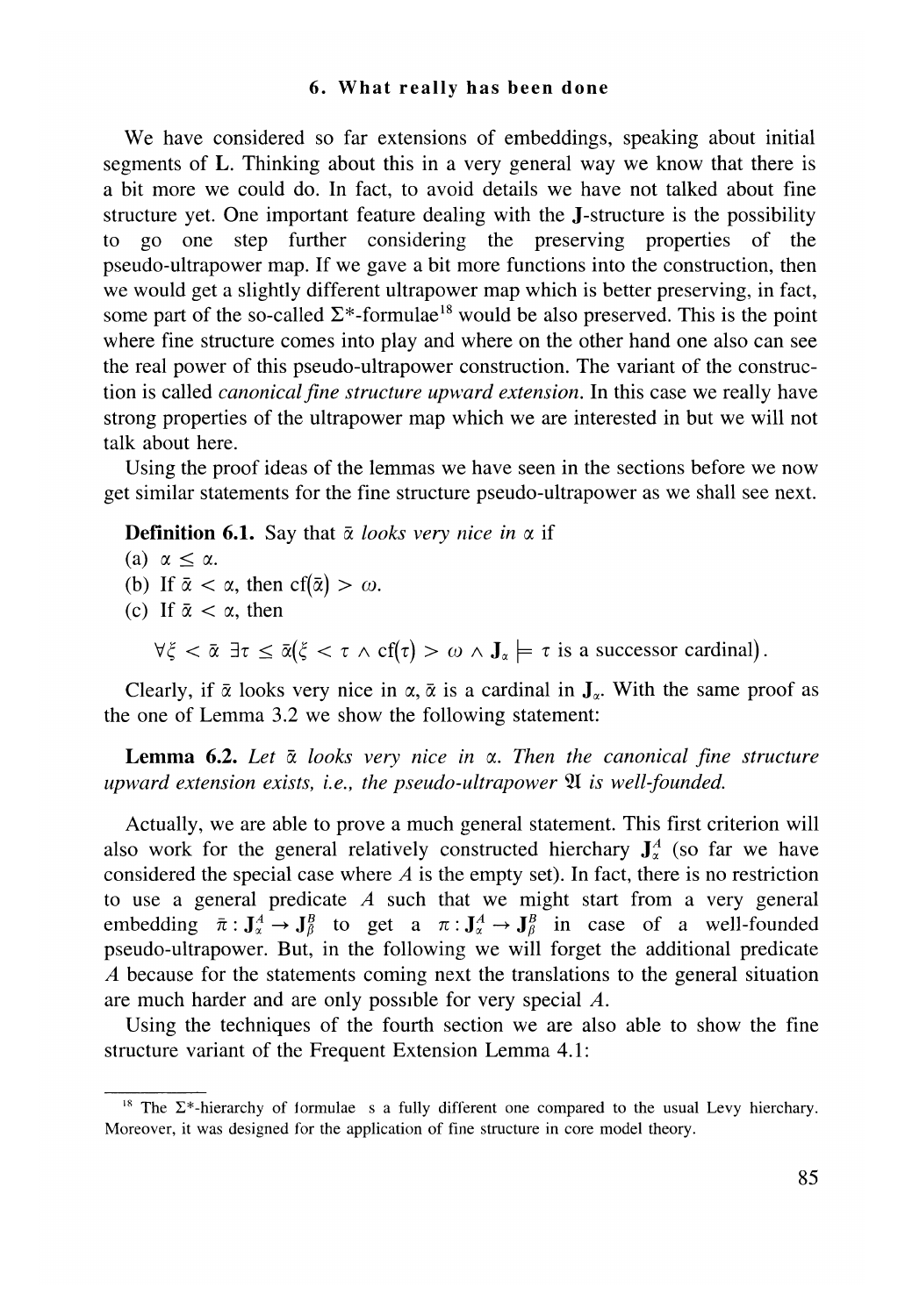## 6. What really has been done

We have considered so far extensions of embeddings, speaking about initial segments of **L**. Thinking about this in a very general way we know that there is a bit more we could do. In fact, to avoid details we have not talked about fine structure yet. One important feature dealing with the **J**-structure is the possibility to go one step further considering the preserving properties of the pseudo-ultrapower map. If we gave a bit more functions into the construction, then we would get a slightly different ultrapower map which is better preserving, in fact, some part of the so-called $\Sigma^*$-formulae[18] would be also preserved. This is the point where fine structure comes into play and where on the other hand one also can see the real power of this pseudo-ultrapower construction. The variant of the construction is called *canonical fine structure upward extension*. In this case we really have strong properties of the ultrapower map which we are interested in but we will not talk about here.

Using the proof ideas of the lemmas we have seen in the sections before we now get similar statements for the fine structure pseudo-ultrapower as we shall see next.

**Definition 6.1.** Say that $\bar{\alpha}$ *looks very nice in* $\alpha$ if

(a) $\alpha \leq \alpha$.

(b) If $\bar{\alpha} < \alpha$, then $\mathrm{cf}(\bar{\alpha}) > \omega$.

(c) If $\bar{\alpha} < \alpha$, then

$$\forall \xi < \bar{\alpha}\ \exists \tau \leq \bar{\alpha}(\xi < \tau \wedge \mathrm{cf}(\tau) > \omega \wedge \mathbf{J}_\alpha \models \tau \text{ is a successor cardinal}).$$

Clearly, if $\bar{\alpha}$ looks very nice in $\alpha$, $\bar{\alpha}$ is a cardinal in $\mathbf{J}_\alpha$. With the same proof as the one of Lemma 3.2 we show the following statement:

**Lemma 6.2.** *Let $\bar{\alpha}$ looks very nice in $\alpha$. Then the canonical fine structure upward extension exists, i.e., the pseudo-ultrapower $\mathfrak{A}$ is well-founded.*

Actually, we are able to prove a much general statement. This first criterion will also work for the general relatively constructed hierchary $\mathbf{J}^A_\alpha$ (so far we have considered the special case where $A$ is the empty set). In fact, there is no restriction to use a general predicate $A$ such that we might start from a very general embedding $\bar{\pi} : \mathbf{J}^A_{\bar{\alpha}} \to \mathbf{J}^B_{\bar{\beta}}$ to get a $\pi : \mathbf{J}^A_\alpha \to \mathbf{J}^B_\beta$ in case of a well-founded pseudo-ultrapower. But, in the following we will forget the additional predicate $A$ because for the statements coming next the translations to the general situation are much harder and are only possible for very special $A$.

Using the techniques of the fourth section we are also able to show the fine structure variant of the Frequent Extension Lemma 4.1:

[18] The $\Sigma^*$-hierarchy of formulae s a fully different one compared to the usual Levy hierchary. Moreover, it was designed for the application of fine structure in core model theory.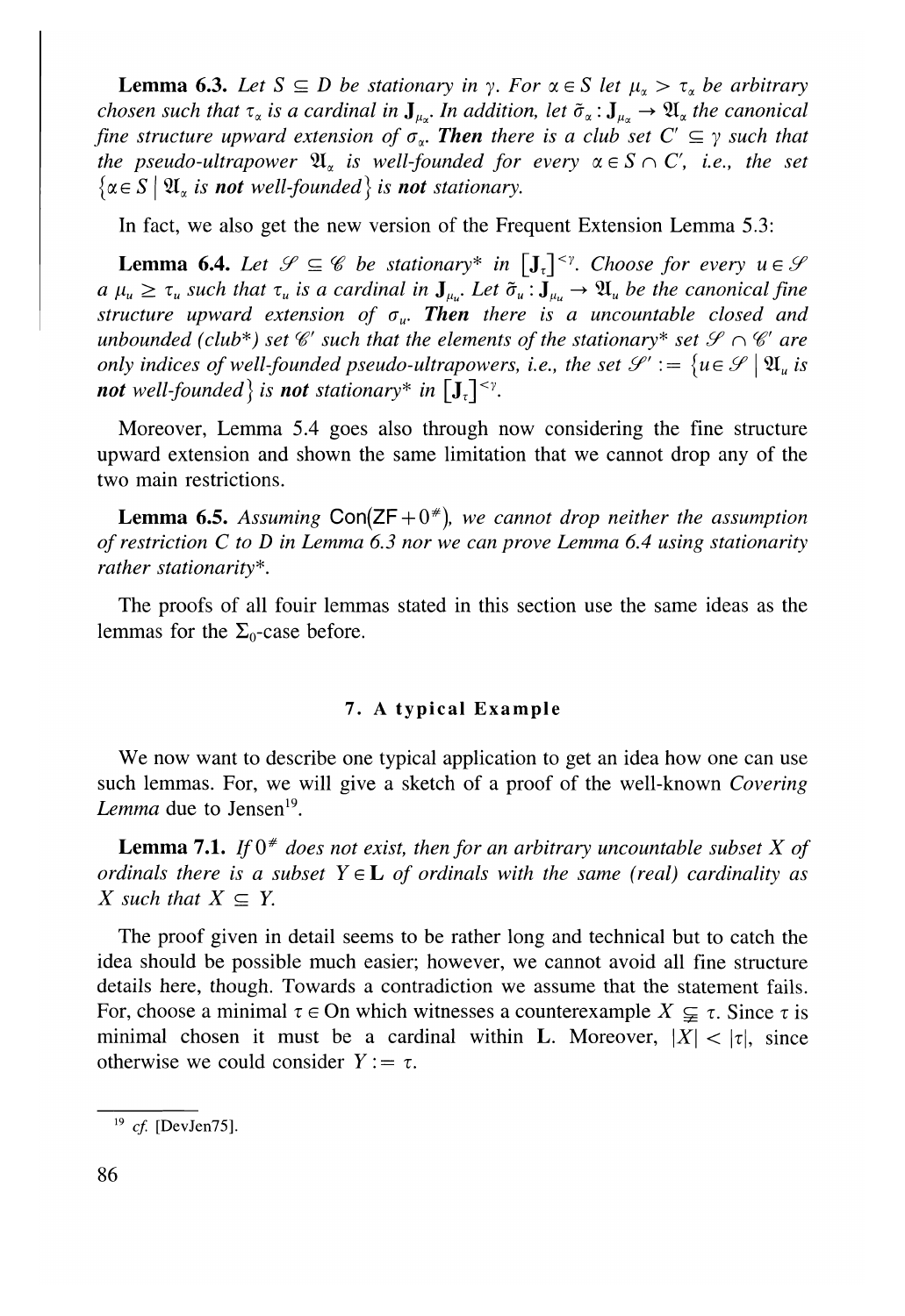**Lemma 6.3.** *Let $S \subseteq D$ be stationary in $\gamma$. For $\alpha \in S$ let $\mu_\alpha > \tau_\alpha$ be arbitrary chosen such that $\tau_\alpha$ is a cardinal in $\mathbf{J}_{\mu_\alpha}$. In addition, let $\tilde{\sigma}_\alpha : \mathbf{J}_{\mu_\alpha} \to \mathfrak{A}_\alpha$ the canonical fine structure upward extension of $\sigma_\alpha$.* ***Then*** *there is a club set $C' \subseteq \gamma$ such that the pseudo-ultrapower $\mathfrak{A}_\alpha$ is well-founded for every $\alpha \in S \cap C'$, i.e., the set $\{\alpha \in S \mid \mathfrak{A}_\alpha$ is* ***not*** *well-founded$\}$ is* ***not*** *stationary.*

In fact, we also get the new version of the Frequent Extension Lemma 5.3:

**Lemma 6.4.** *Let $\mathscr{S} \subseteq \mathscr{C}$ be stationary\* in $[\mathbf{J}_\tau]^{<\gamma}$. Choose for every $u \in \mathscr{S}$ a $\mu_u \geq \tau_u$ such that $\tau_u$ is a cardinal in $\mathbf{J}_{\mu_u}$. Let $\tilde{\sigma}_u : \mathbf{J}_{\mu_u} \to \mathfrak{A}_u$ be the canonical fine structure upward extension of $\sigma_u$.* ***Then*** *there is a uncountable closed and unbounded (club\*) set $\mathscr{C}'$ such that the elements of the stationary\* set $\mathscr{S} \cap \mathscr{C}'$ are only indices of well-founded pseudo-ultrapowers, i.e., the set $\mathscr{S}' := \{u \in \mathscr{S} \mid \mathfrak{A}_u$ is* ***not*** *well-founded$\}$ is* ***not*** *stationary\* in $[\mathbf{J}_\tau]^{<\gamma}$.*

Moreover, Lemma 5.4 goes also through now considering the fine structure upward extension and shown the same limitation that we cannot drop any of the two main restrictions.

**Lemma 6.5.** *Assuming $\mathsf{Con}(\mathsf{ZF} + 0^\#)$, we cannot drop neither the assumption of restriction $C$ to $D$ in Lemma 6.3 nor we can prove Lemma 6.4 using stationarity rather stationarity\*.*

The proofs of all fouir lemmas stated in this section use the same ideas as the lemmas for the $\Sigma_0$-case before.

## 7. A typical Example

We now want to describe one typical application to get an idea how one can use such lemmas. For, we will give a sketch of a proof of the well-known *Covering Lemma* due to Jensen[19].

**Lemma 7.1.** *If $0^\#$ does not exist, then for an arbitrary uncountable subset $X$ of ordinals there is a subset $Y \in \mathbf{L}$ of ordinals with the same (real) cardinality as $X$ such that $X \subseteq Y$.*

The proof given in detail seems to be rather long and technical but to catch the idea should be possible much easier; however, we cannot avoid all fine structure details here, though. Towards a contradiction we assume that the statement fails. For, choose a minimal $\tau \in \mathrm{On}$ which witnesses a counterexample $X \subsetneq \tau$. Since $\tau$ is minimal chosen it must be a cardinal within $\mathbf{L}$. Moreover, $|X| < |\tau|$, since otherwise we could consider $Y := \tau$.

[19] cf. [DevJen75].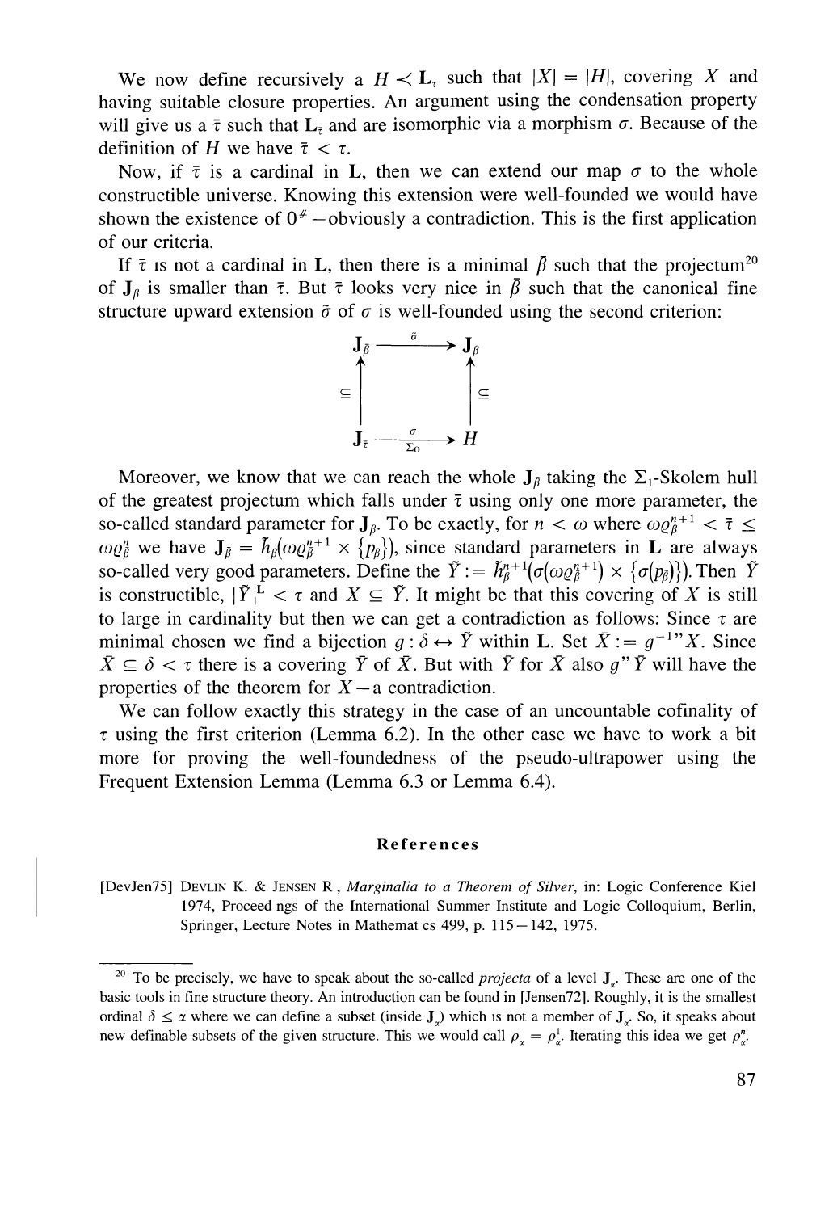We now define recursively a $H \prec \mathbf{L}_\tau$ such that $|X| = |H|$, covering $X$ and having suitable closure properties. An argument using the condensation property will give us a $\bar{\tau}$ such that $\mathbf{L}_{\bar{\tau}}$ and are isomorphic via a morphism $\sigma$. Because of the definition of $H$ we have $\bar{\tau} < \tau$.

Now, if $\bar{\tau}$ is a cardinal in $\mathbf{L}$, then we can extend our map $\sigma$ to the whole constructible universe. Knowing this extension were well-founded we would have shown the existence of $0^\#$ – obviously a contradiction. This is the first application of our criteria.

If $\bar{\tau}$ is not a cardinal in $\mathbf{L}$, then there is a minimal $\bar{\beta}$ such that the projectum[20] of $\mathbf{J}_{\bar{\beta}}$ is smaller than $\bar{\tau}$. But $\bar{\tau}$ looks very nice in $\bar{\beta}$ such that the canonical fine structure upward extension $\tilde{\sigma}$ of $\sigma$ is well-founded using the second criterion:

$$\begin{array}{ccc}
\mathbf{J}_{\bar{\beta}} & \xrightarrow{\tilde{\sigma}} & \mathbf{J}_{\beta} \\
\uparrow \subseteq & & \uparrow \subseteq \\
\mathbf{J}_{\bar{\tau}} & \xrightarrow[\Sigma_0]{\sigma} & H
\end{array}$$

Moreover, we know that we can reach the whole $\mathbf{J}_{\bar{\beta}}$ taking the $\Sigma_1$-Skolem hull of the greatest projectum which falls under $\bar{\tau}$ using only one more parameter, the so-called standard parameter for $\mathbf{J}_{\bar{\beta}}$. To be exactly, for $n < \omega$ where $\omega\varrho_{\bar{\beta}}^{n+1} < \bar{\tau} \leq \omega\varrho_{\bar{\beta}}^{n}$ we have $\mathbf{J}_{\bar{\beta}} = \tilde{h}_{\bar{\beta}}(\omega\varrho_{\bar{\beta}}^{n+1} \times \{p_{\bar{\beta}}\})$, since standard parameters in $\mathbf{L}$ are always so-called very good parameters. Define the $\tilde{Y} := \tilde{h}_{\beta}^{n+1}(\sigma(\omega\varrho_{\bar{\beta}}^{n+1}) \times \{\sigma(p_{\bar{\beta}})\})$. Then $\tilde{Y}$ is constructible, $|\tilde{Y}|^{\mathbf{L}} < \tau$ and $X \subseteq \tilde{Y}$. It might be that this covering of $X$ is still to large in cardinality but then we can get a contradiction as follows: Since $\tau$ are minimal chosen we find a bijection $g : \delta \leftrightarrow \tilde{Y}$ within $\mathbf{L}$. Set $\bar{X} := g^{-1}{}''X$. Since $\bar{X} \subseteq \delta < \tau$ there is a covering $\bar{Y}$ of $\bar{X}$. But with $\bar{Y}$ for $\bar{X}$ also $g''\bar{Y}$ will have the properties of the theorem for $X$ – a contradiction.

We can follow exactly this strategy in the case of an uncountable cofinality of $\tau$ using the first criterion (Lemma 6.2). In the other case we have to work a bit more for proving the well-foundedness of the pseudo-ultrapower using the Frequent Extension Lemma (Lemma 6.3 or Lemma 6.4).

## References

[DevJen75] Devlin K. & Jensen R, *Marginalia to a Theorem of Silver*, in: Logic Conference Kiel 1974, Proceed ngs of the International Summer Institute and Logic Colloquium, Berlin, Springer, Lecture Notes in Mathemat cs 499, p. 115 – 142, 1975.

[20] To be precisely, we have to speak about the so-called *projecta* of a level $\mathbf{J}_\alpha$. These are one of the basic tools in fine structure theory. An introduction can be found in [Jensen72]. Roughly, it is the smallest ordinal $\delta \leq \alpha$ where we can define a subset (inside $\mathbf{J}_\alpha$) which is not a member of $\mathbf{J}_\alpha$. So, it speaks about new definable subsets of the given structure. This we would call $\rho_\alpha = \rho_\alpha^1$. Iterating this idea we get $\rho_\alpha^n$.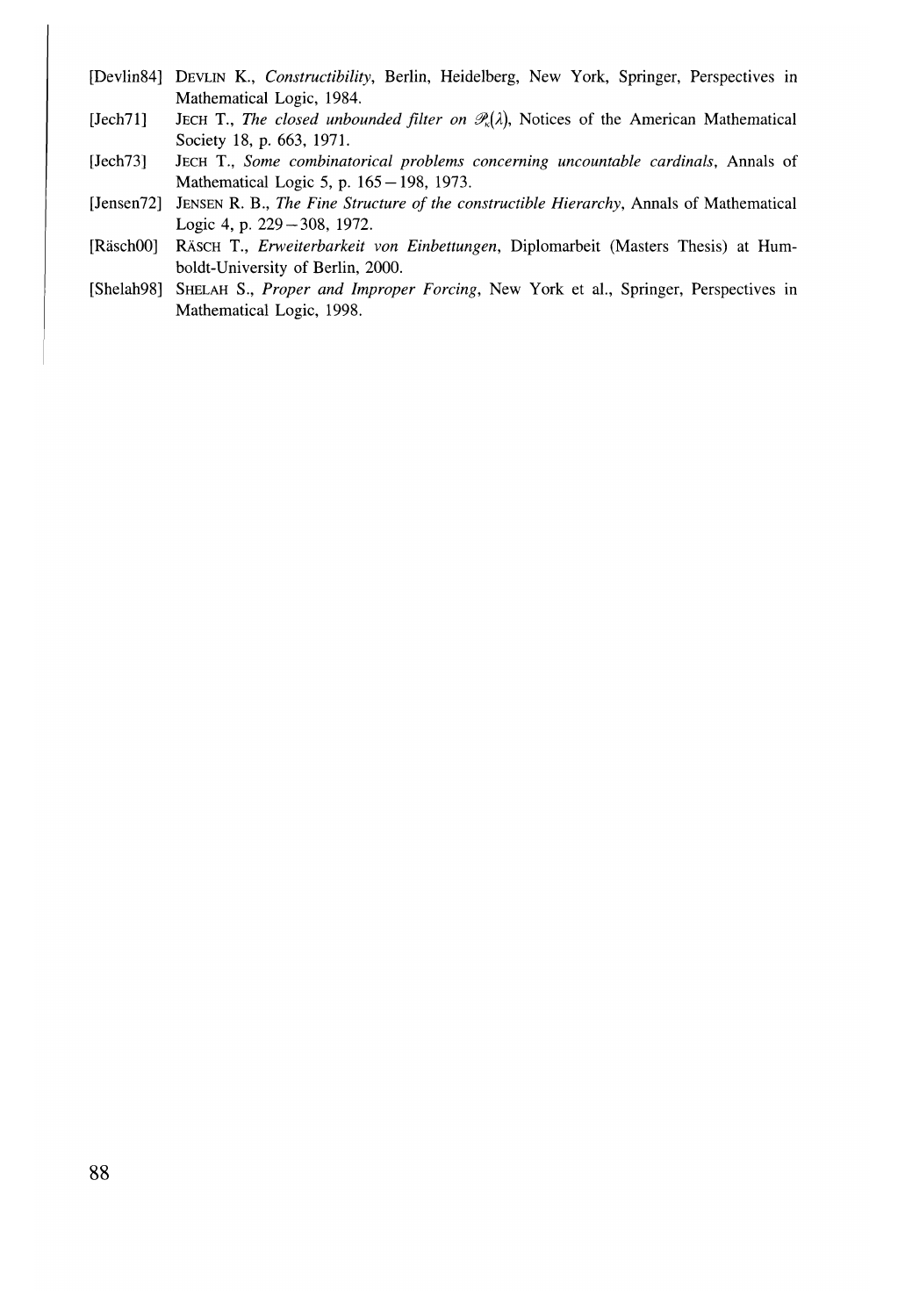[Devlin84] DEVLIN K., *Constructibility*, Berlin, Heidelberg, New York, Springer, Perspectives in Mathematical Logic, 1984.

[Jech71] JECH T., *The closed unbounded filter on $\mathcal{P}_\kappa(\lambda)$*, Notices of the American Mathematical Society 18, p. 663, 1971.

[Jech73] JECH T., *Some combinatorical problems concerning uncountable cardinals*, Annals of Mathematical Logic 5, p. 165 – 198, 1973.

[Jensen72] JENSEN R. B., *The Fine Structure of the constructible Hierarchy*, Annals of Mathematical Logic 4, p. 229 – 308, 1972.

[Räsch00] RÄSCH T., *Erweiterbarkeit von Einbettungen*, Diplomarbeit (Masters Thesis) at Humboldt-University of Berlin, 2000.

[Shelah98] SHELAH S., *Proper and Improper Forcing*, New York et al., Springer, Perspectives in Mathematical Logic, 1998.